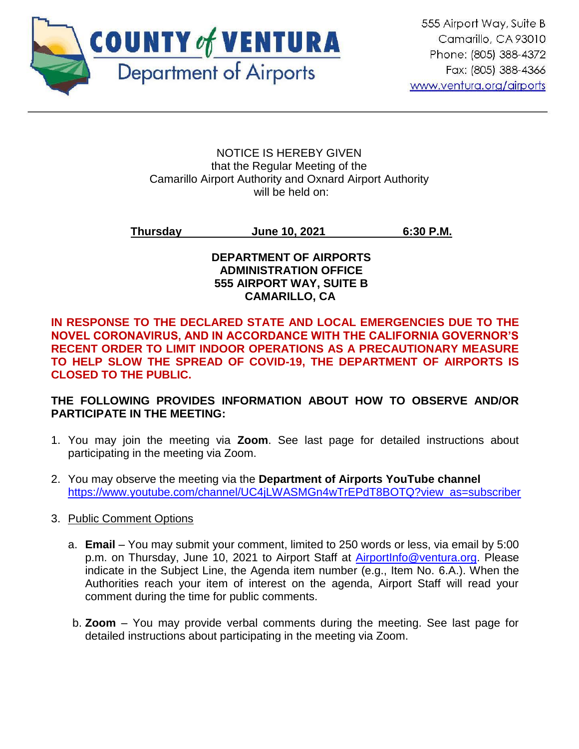**COUNTY of VENTURA**
**Department of Airports**

555 Airport Way, Suite B
Camarillo, CA 93010
Phone: (805) 388-4372
Fax: (805) 388-4366
www.ventura.org/airports

---

NOTICE IS HEREBY GIVEN
that the Regular Meeting of the
Camarillo Airport Authority and Oxnard Airport Authority
will be held on:

**Thursday June 10, 2021 6:30 P.M.**

**DEPARTMENT OF AIRPORTS**
**ADMINISTRATION OFFICE**
**555 AIRPORT WAY, SUITE B**
**CAMARILLO, CA**

**IN RESPONSE TO THE DECLARED STATE AND LOCAL EMERGENCIES DUE TO THE NOVEL CORONAVIRUS, AND IN ACCORDANCE WITH THE CALIFORNIA GOVERNOR'S RECENT ORDER TO LIMIT INDOOR OPERATIONS AS A PRECAUTIONARY MEASURE TO HELP SLOW THE SPREAD OF COVID-19, THE DEPARTMENT OF AIRPORTS IS CLOSED TO THE PUBLIC.**

**THE FOLLOWING PROVIDES INFORMATION ABOUT HOW TO OBSERVE AND/OR PARTICIPATE IN THE MEETING:**

1. You may join the meeting via **Zoom**. See last page for detailed instructions about participating in the meeting via Zoom.

2. You may observe the meeting via the **Department of Airports YouTube channel** https://www.youtube.com/channel/UC4jLWASMGn4wTrEPdT8BOTQ?view_as=subscriber

3. Public Comment Options

   a. **Email** – You may submit your comment, limited to 250 words or less, via email by 5:00 p.m. on Thursday, June 10, 2021 to Airport Staff at AirportInfo@ventura.org. Please indicate in the Subject Line, the Agenda item number (e.g., Item No. 6.A.). When the Authorities reach your item of interest on the agenda, Airport Staff will read your comment during the time for public comments.

   b. **Zoom** – You may provide verbal comments during the meeting. See last page for detailed instructions about participating in the meeting via Zoom.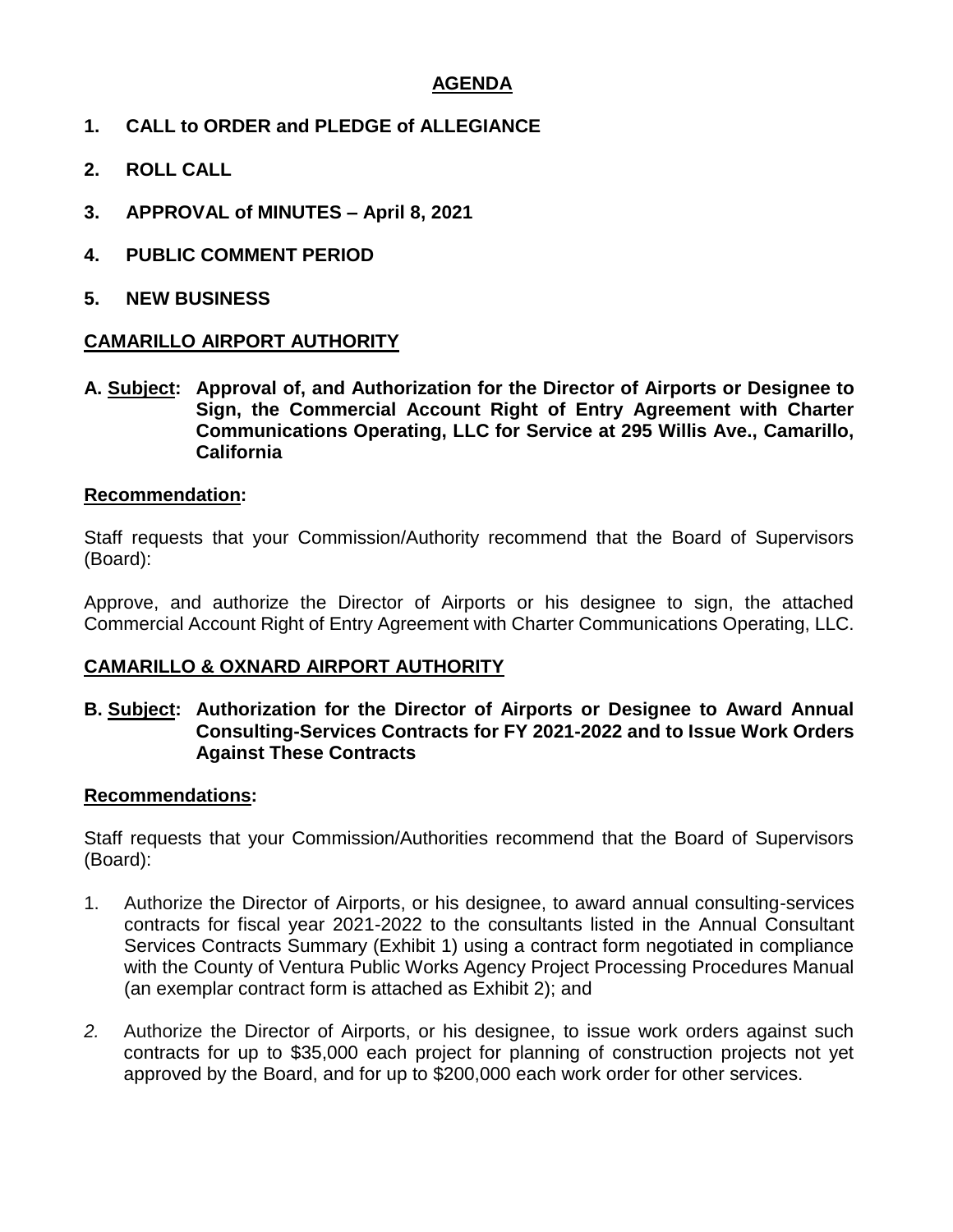## AGENDA

1. **CALL to ORDER and PLEDGE of ALLEGIANCE**

2. **ROLL CALL**

3. **APPROVAL of MINUTES – April 8, 2021**

4. **PUBLIC COMMENT PERIOD**

5. **NEW BUSINESS**

### CAMARILLO AIRPORT AUTHORITY

**A. Subject: Approval of, and Authorization for the Director of Airports or Designee to Sign, the Commercial Account Right of Entry Agreement with Charter Communications Operating, LLC for Service at 295 Willis Ave., Camarillo, California**

**Recommendation:**

Staff requests that your Commission/Authority recommend that the Board of Supervisors (Board):

Approve, and authorize the Director of Airports or his designee to sign, the attached Commercial Account Right of Entry Agreement with Charter Communications Operating, LLC.

### CAMARILLO & OXNARD AIRPORT AUTHORITY

**B. Subject: Authorization for the Director of Airports or Designee to Award Annual Consulting-Services Contracts for FY 2021-2022 and to Issue Work Orders Against These Contracts**

**Recommendations:**

Staff requests that your Commission/Authorities recommend that the Board of Supervisors (Board):

1. Authorize the Director of Airports, or his designee, to award annual consulting-services contracts for fiscal year 2021-2022 to the consultants listed in the Annual Consultant Services Contracts Summary (Exhibit 1) using a contract form negotiated in compliance with the County of Ventura Public Works Agency Project Processing Procedures Manual (an exemplar contract form is attached as Exhibit 2); and

2. Authorize the Director of Airports, or his designee, to issue work orders against such contracts for up to $35,000 each project for planning of construction projects not yet approved by the Board, and for up to $200,000 each work order for other services.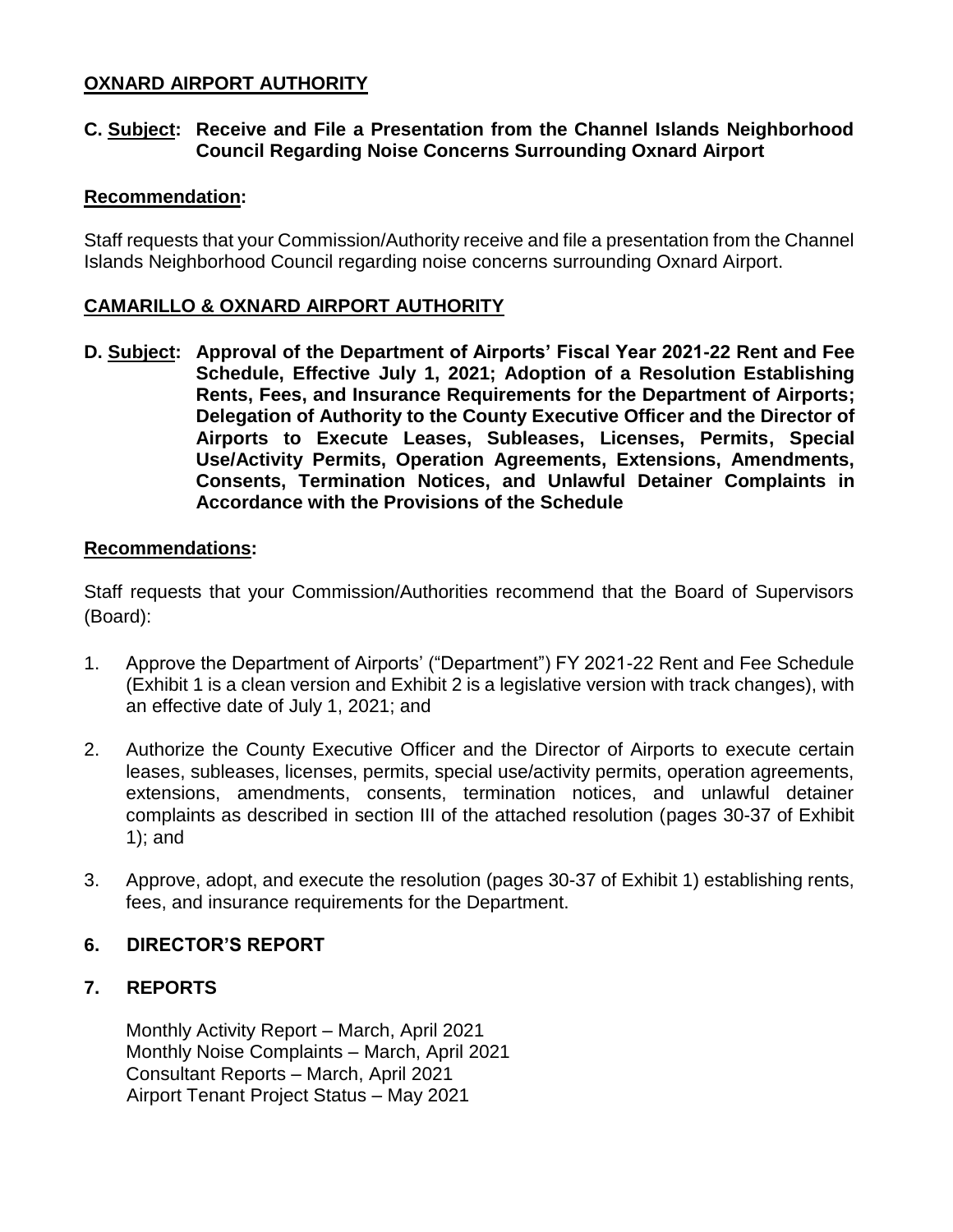## OXNARD AIRPORT AUTHORITY

**C. Subject: Receive and File a Presentation from the Channel Islands Neighborhood Council Regarding Noise Concerns Surrounding Oxnard Airport**

**Recommendation:**

Staff requests that your Commission/Authority receive and file a presentation from the Channel Islands Neighborhood Council regarding noise concerns surrounding Oxnard Airport.

## CAMARILLO & OXNARD AIRPORT AUTHORITY

**D. Subject: Approval of the Department of Airports' Fiscal Year 2021-22 Rent and Fee Schedule, Effective July 1, 2021; Adoption of a Resolution Establishing Rents, Fees, and Insurance Requirements for the Department of Airports; Delegation of Authority to the County Executive Officer and the Director of Airports to Execute Leases, Subleases, Licenses, Permits, Special Use/Activity Permits, Operation Agreements, Extensions, Amendments, Consents, Termination Notices, and Unlawful Detainer Complaints in Accordance with the Provisions of the Schedule**

**Recommendations:**

Staff requests that your Commission/Authorities recommend that the Board of Supervisors (Board):

1. Approve the Department of Airports' ("Department") FY 2021-22 Rent and Fee Schedule (Exhibit 1 is a clean version and Exhibit 2 is a legislative version with track changes), with an effective date of July 1, 2021; and
2. Authorize the County Executive Officer and the Director of Airports to execute certain leases, subleases, licenses, permits, special use/activity permits, operation agreements, extensions, amendments, consents, termination notices, and unlawful detainer complaints as described in section III of the attached resolution (pages 30-37 of Exhibit 1); and
3. Approve, adopt, and execute the resolution (pages 30-37 of Exhibit 1) establishing rents, fees, and insurance requirements for the Department.

## 6. DIRECTOR'S REPORT

## 7. REPORTS

Monthly Activity Report – March, April 2021
Monthly Noise Complaints – March, April 2021
Consultant Reports – March, April 2021
Airport Tenant Project Status – May 2021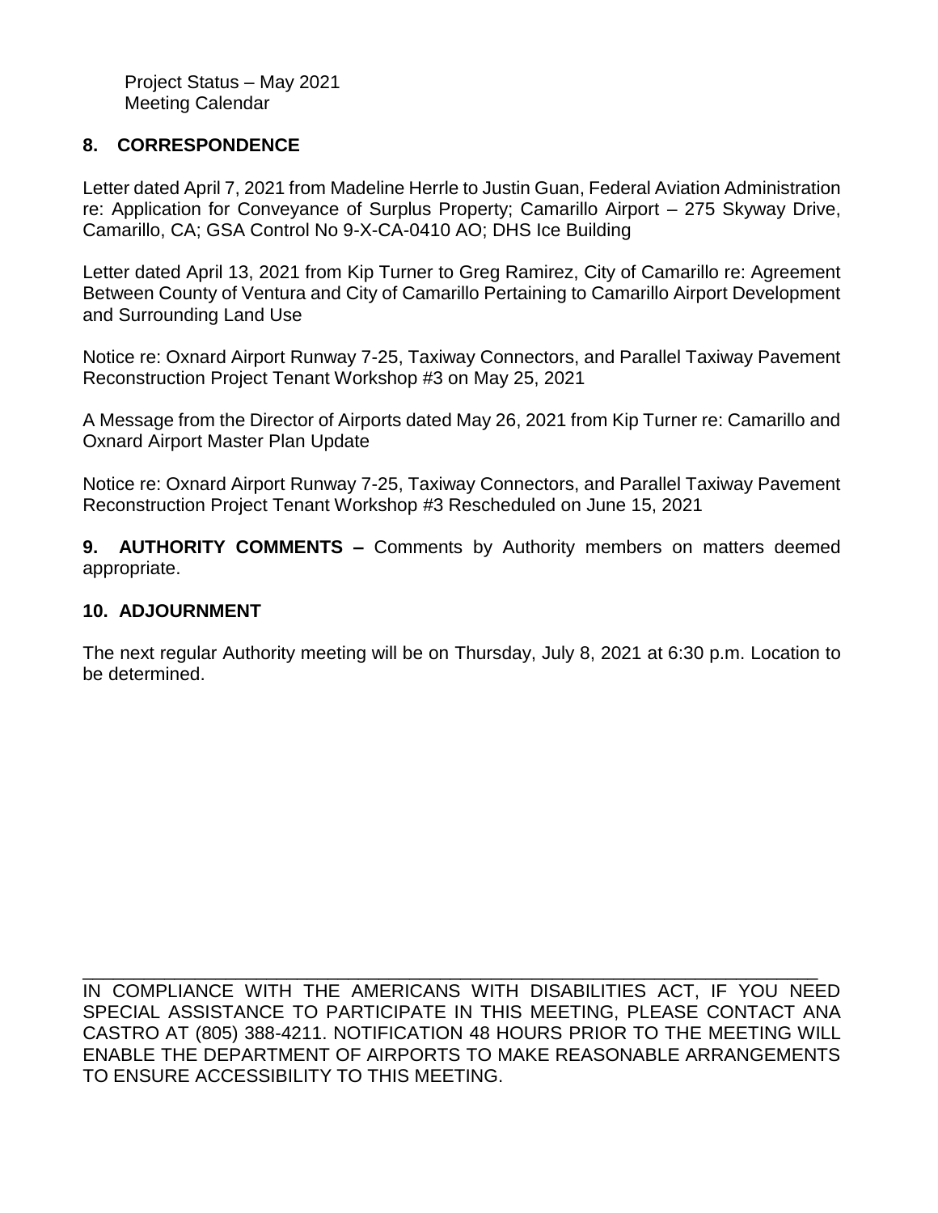Project Status – May 2021
Meeting Calendar

## 8. CORRESPONDENCE

Letter dated April 7, 2021 from Madeline Herrle to Justin Guan, Federal Aviation Administration re: Application for Conveyance of Surplus Property; Camarillo Airport – 275 Skyway Drive, Camarillo, CA; GSA Control No 9-X-CA-0410 AO; DHS Ice Building

Letter dated April 13, 2021 from Kip Turner to Greg Ramirez, City of Camarillo re: Agreement Between County of Ventura and City of Camarillo Pertaining to Camarillo Airport Development and Surrounding Land Use

Notice re: Oxnard Airport Runway 7-25, Taxiway Connectors, and Parallel Taxiway Pavement Reconstruction Project Tenant Workshop #3 on May 25, 2021

A Message from the Director of Airports dated May 26, 2021 from Kip Turner re: Camarillo and Oxnard Airport Master Plan Update

Notice re: Oxnard Airport Runway 7-25, Taxiway Connectors, and Parallel Taxiway Pavement Reconstruction Project Tenant Workshop #3 Rescheduled on June 15, 2021

**9. AUTHORITY COMMENTS –** Comments by Authority members on matters deemed appropriate.

## 10. ADJOURNMENT

The next regular Authority meeting will be on Thursday, July 8, 2021 at 6:30 p.m. Location to be determined.

---

IN COMPLIANCE WITH THE AMERICANS WITH DISABILITIES ACT, IF YOU NEED SPECIAL ASSISTANCE TO PARTICIPATE IN THIS MEETING, PLEASE CONTACT ANA CASTRO AT (805) 388-4211. NOTIFICATION 48 HOURS PRIOR TO THE MEETING WILL ENABLE THE DEPARTMENT OF AIRPORTS TO MAKE REASONABLE ARRANGEMENTS TO ENSURE ACCESSIBILITY TO THIS MEETING.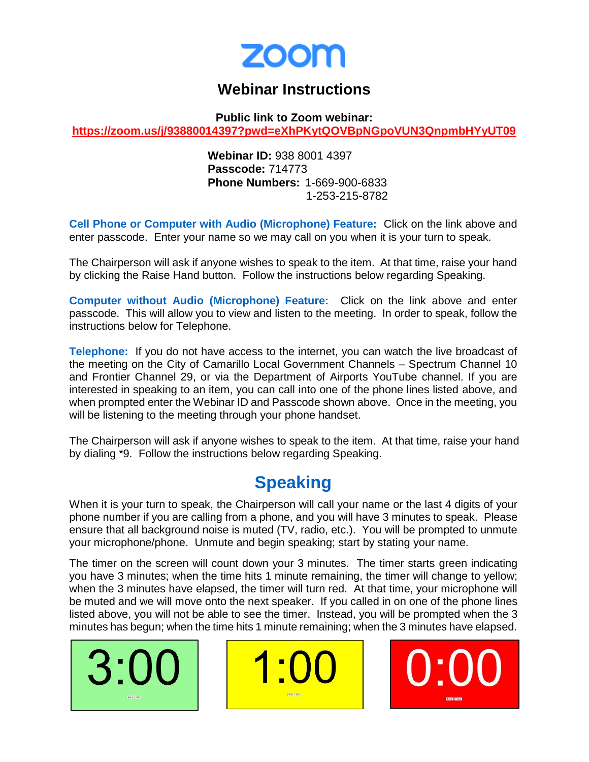zoom

# Webinar Instructions

**Public link to Zoom webinar:**
**https://zoom.us/j/93880014397?pwd=eXhPKytQOVBpNGpoVUN3QnpmbHYyUT09**

**Webinar ID:** 938 8001 4397
**Passcode:** 714773
**Phone Numbers:** 1-669-900-6833
1-253-215-8782

**Cell Phone or Computer with Audio (Microphone) Feature:** Click on the link above and enter passcode. Enter your name so we may call on you when it is your turn to speak.

The Chairperson will ask if anyone wishes to speak to the item. At that time, raise your hand by clicking the Raise Hand button. Follow the instructions below regarding Speaking.

**Computer without Audio (Microphone) Feature:** Click on the link above and enter passcode. This will allow you to view and listen to the meeting. In order to speak, follow the instructions below for Telephone.

**Telephone:** If you do not have access to the internet, you can watch the live broadcast of the meeting on the City of Camarillo Local Government Channels – Spectrum Channel 10 and Frontier Channel 29, or via the Department of Airports YouTube channel. If you are interested in speaking to an item, you can call into one of the phone lines listed above, and when prompted enter the Webinar ID and Passcode shown above. Once in the meeting, you will be listening to the meeting through your phone handset.

The Chairperson will ask if anyone wishes to speak to the item. At that time, raise your hand by dialing *9. Follow the instructions below regarding Speaking.

## Speaking

When it is your turn to speak, the Chairperson will call your name or the last 4 digits of your phone number if you are calling from a phone, and you will have 3 minutes to speak. Please ensure that all background noise is muted (TV, radio, etc.). You will be prompted to unmute your microphone/phone. Unmute and begin speaking; start by stating your name.

The timer on the screen will count down your 3 minutes. The timer starts green indicating you have 3 minutes; when the time hits 1 minute remaining, the timer will change to yellow; when the 3 minutes have elapsed, the timer will turn red. At that time, your microphone will be muted and we will move onto the next speaker. If you called in on one of the phone lines listed above, you will not be able to see the timer. Instead, you will be prompted when the 3 minutes has begun; when the time hits 1 minute remaining; when the 3 minutes have elapsed.

3:00

1:00

0:00